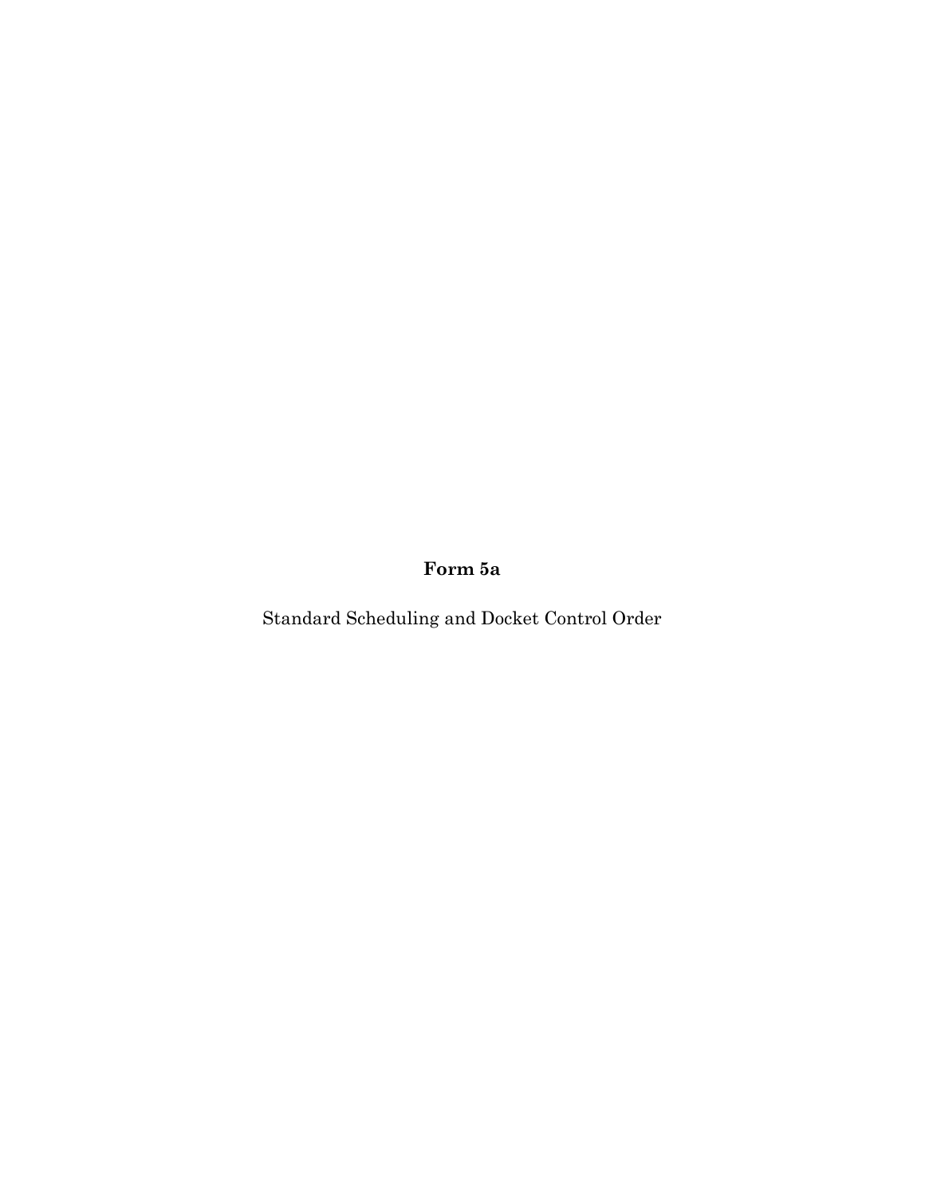**Form 5a**

Standard Scheduling and Docket Control Order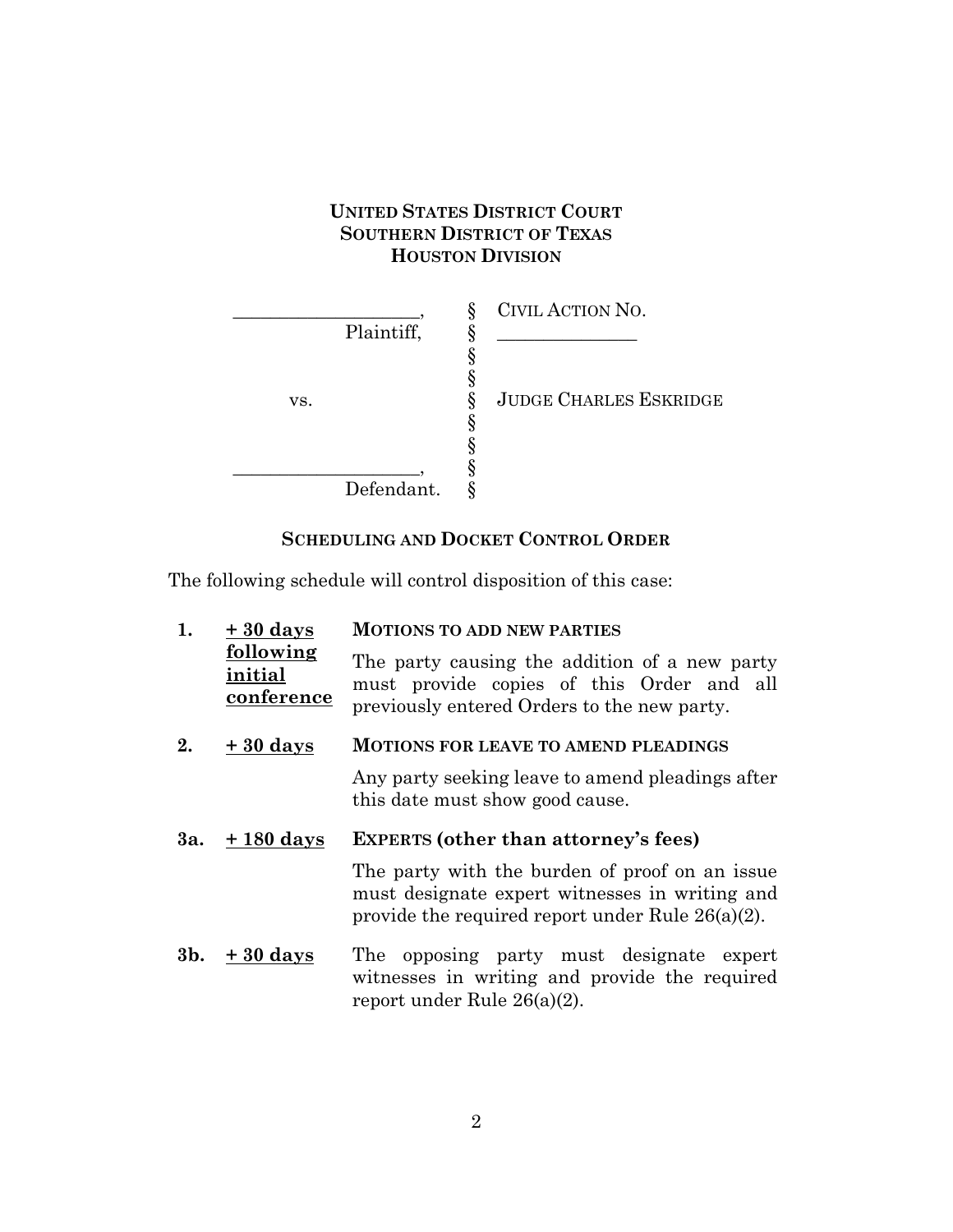**UNITED STATES DISTRICT COURT**
**SOUTHERN DISTRICT OF TEXAS**
**HOUSTON DIVISION**

| | | |
|---|---|---|
| ____________________, Plaintiff, | § | CIVIL ACTION NO. ______________ |
| | § | |
| vs. | § | JUDGE CHARLES ESKRIDGE |
| | § | |
| ____________________, Defendant. | § | |

**SCHEDULING AND DOCKET CONTROL ORDER**

The following schedule will control disposition of this case:

**1.** **+ 30 days following initial conference** — **MOTIONS TO ADD NEW PARTIES**

The party causing the addition of a new party must provide copies of this Order and all previously entered Orders to the new party.

**2.** **+ 30 days** — **MOTIONS FOR LEAVE TO AMEND PLEADINGS**

Any party seeking leave to amend pleadings after this date must show good cause.

**3a.** **+ 180 days** — **EXPERTS (other than attorney's fees)**

The party with the burden of proof on an issue must designate expert witnesses in writing and provide the required report under Rule 26(a)(2).

**3b.** **+ 30 days** — The opposing party must designate expert witnesses in writing and provide the required report under Rule 26(a)(2).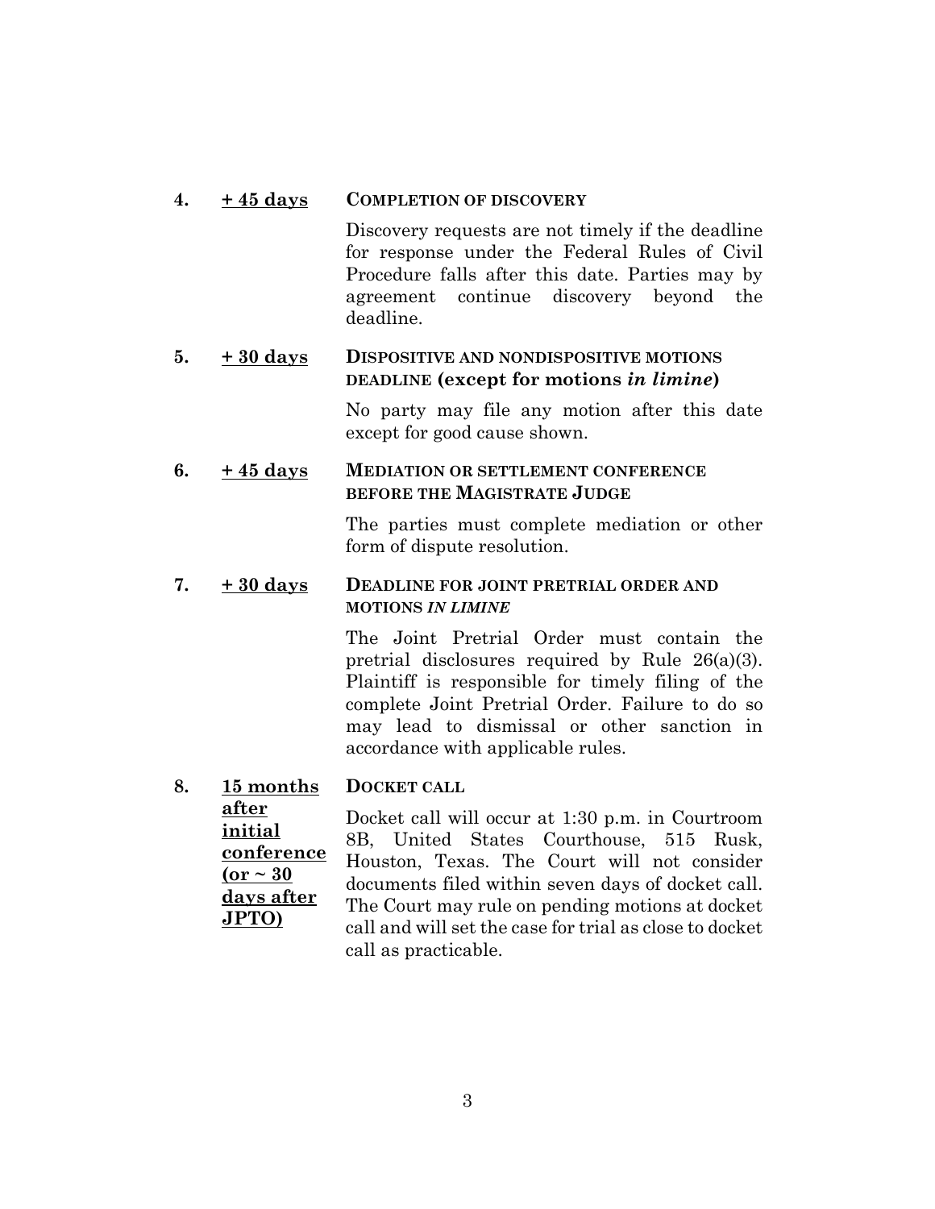**4.** **<u>+ 45 days</u>** **COMPLETION OF DISCOVERY**

Discovery requests are not timely if the deadline for response under the Federal Rules of Civil Procedure falls after this date. Parties may by agreement continue discovery beyond the deadline.

**5.** **<u>+ 30 days</u>** **DISPOSITIVE AND NONDISPOSITIVE MOTIONS DEADLINE (except for motions *in limine*)**

No party may file any motion after this date except for good cause shown.

**6.** **<u>+ 45 days</u>** **MEDIATION OR SETTLEMENT CONFERENCE BEFORE THE MAGISTRATE JUDGE**

The parties must complete mediation or other form of dispute resolution.

**7.** **<u>+ 30 days</u>** **DEADLINE FOR JOINT PRETRIAL ORDER AND MOTIONS *IN LIMINE***

The Joint Pretrial Order must contain the pretrial disclosures required by Rule 26(a)(3). Plaintiff is responsible for timely filing of the complete Joint Pretrial Order. Failure to do so may lead to dismissal or other sanction in accordance with applicable rules.

**8.** **<u>15 months after initial conference (or ~ 30 days after JPTO)</u>** **DOCKET CALL**

Docket call will occur at 1:30 p.m. in Courtroom 8B, United States Courthouse, 515 Rusk, Houston, Texas. The Court will not consider documents filed within seven days of docket call. The Court may rule on pending motions at docket call and will set the case for trial as close to docket call as practicable.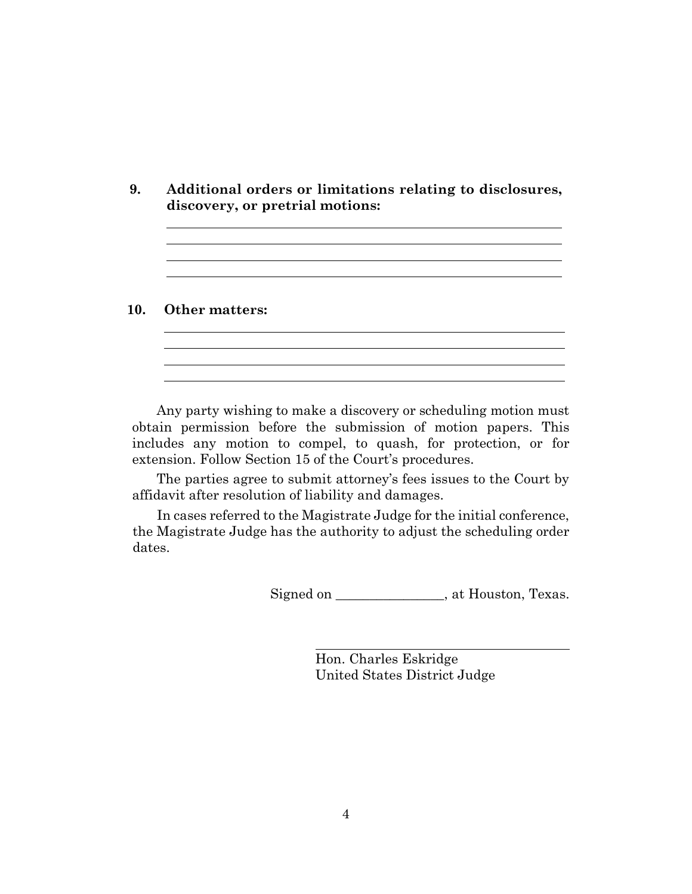**9. Additional orders or limitations relating to disclosures, discovery, or pretrial motions:**

______________________________________________________________
______________________________________________________________
______________________________________________________________
______________________________________________________________

**10. Other matters:**

______________________________________________________________
______________________________________________________________
______________________________________________________________
______________________________________________________________

Any party wishing to make a discovery or scheduling motion must obtain permission before the submission of motion papers. This includes any motion to compel, to quash, for protection, or for extension. Follow Section 15 of the Court's procedures.

The parties agree to submit attorney's fees issues to the Court by affidavit after resolution of liability and damages.

In cases referred to the Magistrate Judge for the initial conference, the Magistrate Judge has the authority to adjust the scheduling order dates.

Signed on ________________, at Houston, Texas.

______________________________________

Hon. Charles Eskridge
United States District Judge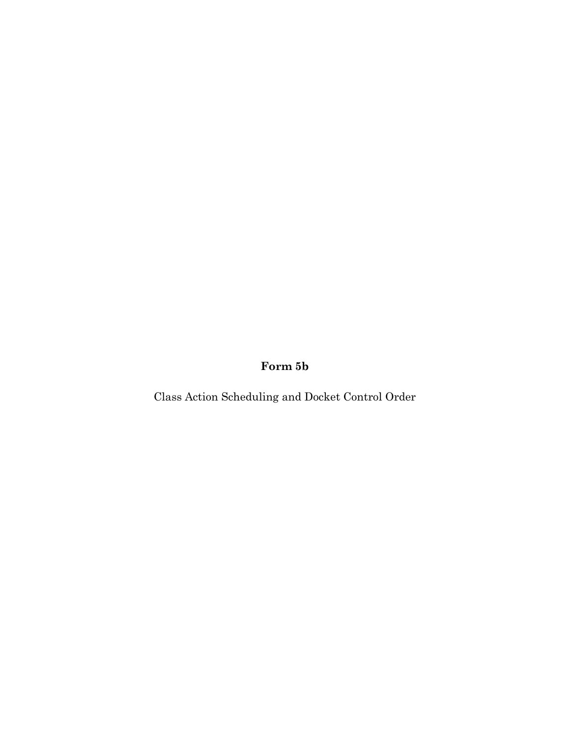**Form 5b**

Class Action Scheduling and Docket Control Order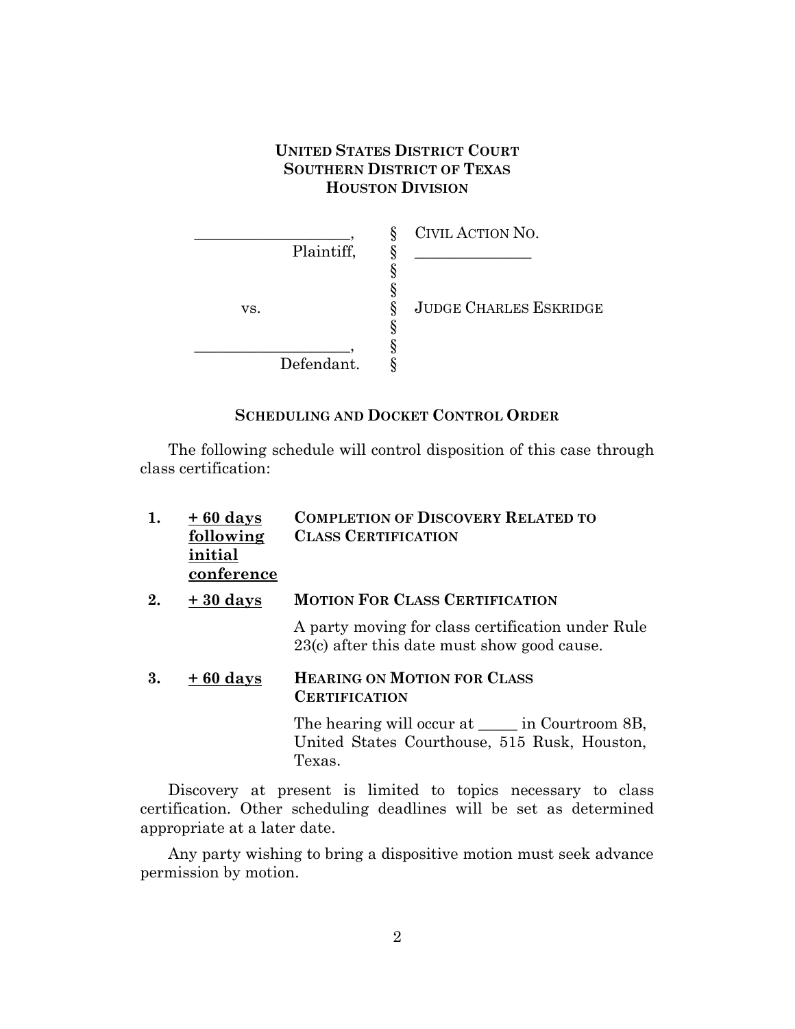**UNITED STATES DISTRICT COURT**
**SOUTHERN DISTRICT OF TEXAS**
**HOUSTON DIVISION**

| | | |
|---|---|---|
| ____________________, | § | CIVIL ACTION NO. |
| Plaintiff, | § | ______________ |
| | § | |
| | § | |
| vs. | § | JUDGE CHARLES ESKRIDGE |
| | § | |
| ____________________, | § | |
| Defendant. | § | |

## SCHEDULING AND DOCKET CONTROL ORDER

The following schedule will control disposition of this case through class certification:

**1.** **+ 60 days following initial conference** — **COMPLETION OF DISCOVERY RELATED TO CLASS CERTIFICATION**

**2.** **+ 30 days** — **MOTION FOR CLASS CERTIFICATION**

A party moving for class certification under Rule 23(c) after this date must show good cause.

**3.** **+ 60 days** — **HEARING ON MOTION FOR CLASS CERTIFICATION**

The hearing will occur at _____ in Courtroom 8B, United States Courthouse, 515 Rusk, Houston, Texas.

Discovery at present is limited to topics necessary to class certification. Other scheduling deadlines will be set as determined appropriate at a later date.

Any party wishing to bring a dispositive motion must seek advance permission by motion.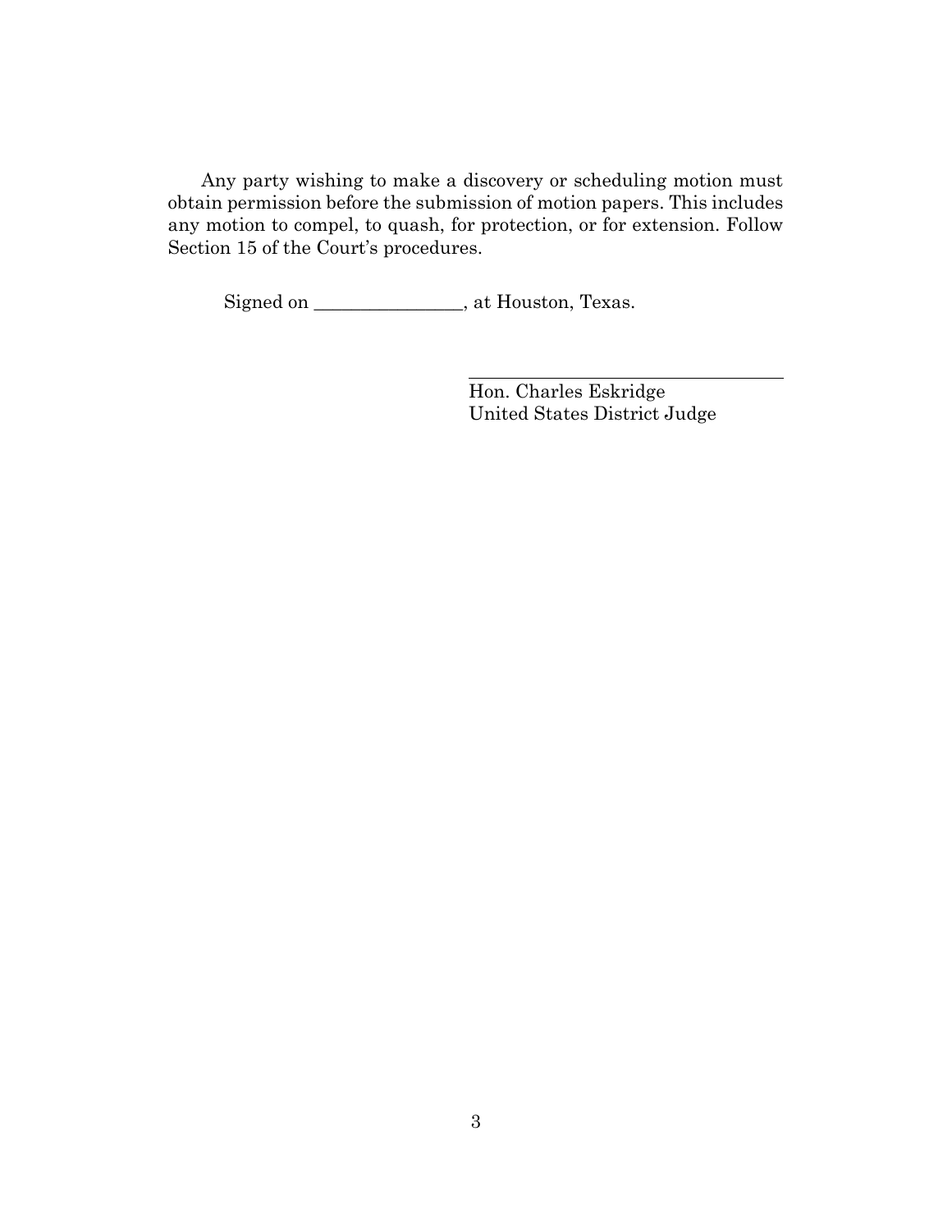Any party wishing to make a discovery or scheduling motion must obtain permission before the submission of motion papers. This includes any motion to compel, to quash, for protection, or for extension. Follow Section 15 of the Court's procedures.

Signed on ________________, at Houston, Texas.

______________________________
Hon. Charles Eskridge
United States District Judge